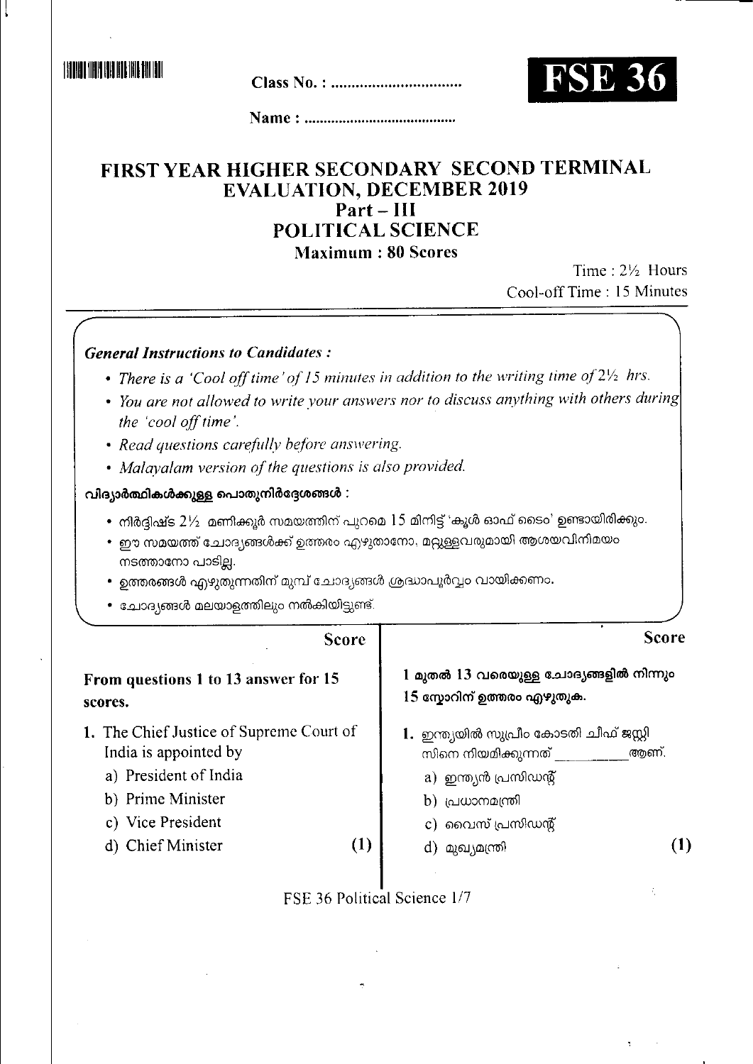Class No. : ................................

**FSE 36**

Name : ........................................

# FIRST YEAR HIGHER SECONDARY SECOND TERMINAL EVALUATION, DECEMBER 2019

## Part – III

## POLITICAL SCIENCE

**Maximum : 80 Scores**

Time : 2½ Hours

Cool-off Time : 15 Minutes

***General Instructions to Candidates :***

- *There is a 'Cool off time' of 15 minutes in addition to the writing time of 2½ hrs.*
- *You are not allowed to write your answers nor to discuss anything with others during the 'cool off time'.*
- *Read questions carefully before answering.*
- *Malayalam version of the questions is also provided.*

**വിദ്യാർത്ഥികൾക്കുള്ള പൊതുനിർദ്ദേശങ്ങൾ :**

- നിർദ്ദിഷ്ട 2½ മണിക്കൂർ സമയത്തിന് പുറമെ 15 മിനിട്ട് 'കൂൾ ഓഫ് ടൈം' ഉണ്ടായിരിക്കും.
- ഈ സമയത്ത് ചോദ്യങ്ങൾക്ക് ഉത്തരം എഴുതാനോ, മറ്റുള്ളവരുമായി ആശയവിനിമയം നടത്താനോ പാടില്ല.
- ഉത്തരങ്ങൾ എഴുതുന്നതിന് മുമ്പ് ചോദ്യങ്ങൾ ശ്രദ്ധാപൂർവ്വം വായിക്കണം.
- ചോദ്യങ്ങൾ മലയാളത്തിലും നൽകിയിട്ടുണ്ട്.

**From questions 1 to 13 answer for 15 scores.**

1. The Chief Justice of Supreme Court of India is appointed by
   a) President of India
   b) Prime Minister
   c) Vice President
   d) Chief Minister **(1)**

**1 മുതൽ 13 വരെയുള്ള ചോദ്യങ്ങളിൽ നിന്നും 15 സ്കോറിന് ഉത്തരം എഴുതുക.**

1. ഇന്ത്യയിൽ സുപ്രീം കോടതി ചീഫ് ജസ്റ്റിസിനെ നിയമിക്കുന്നത് __________ ആണ്.
   a) ഇന്ത്യൻ പ്രസിഡന്റ്
   b) പ്രധാനമന്ത്രി
   c) വൈസ് പ്രസിഡന്റ്
   d) മുഖ്യമന്ത്രി **(1)**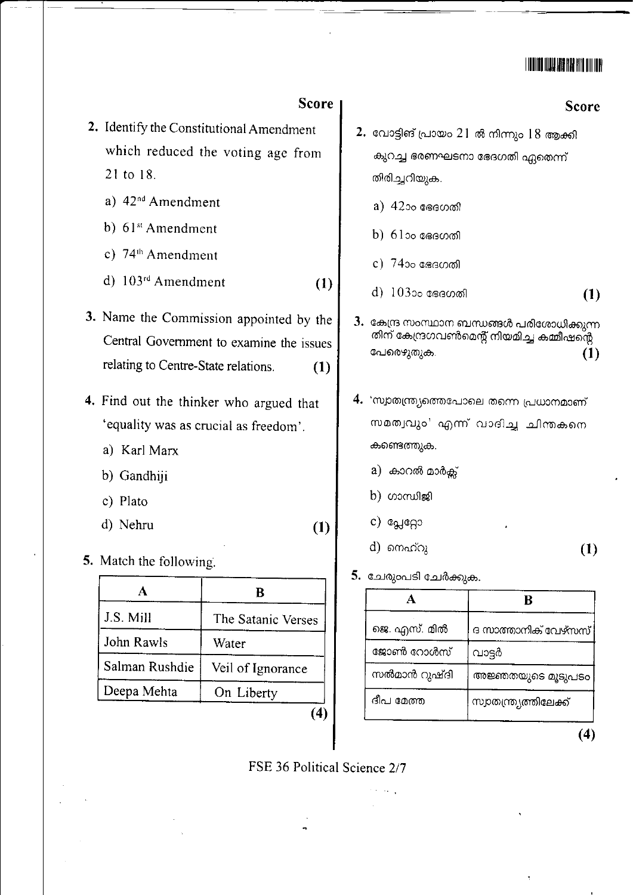Score

2. Identify the Constitutional Amendment which reduced the voting age from 21 to 18.

   a) 42nd Amendment

   b) 61st Amendment

   c) 74th Amendment

   d) 103rd Amendment **(1)**

3. Name the Commission appointed by the Central Government to examine the issues relating to Centre-State relations. **(1)**

4. Find out the thinker who argued that 'equality was as crucial as freedom'.

   a) Karl Marx

   b) Gandhiji

   c) Plato

   d) Nehru **(1)**

5. Match the following.

| A | B |
|---|---|
| J.S. Mill | The Satanic Verses |
| John Rawls | Water |
| Salman Rushdie | Veil of Ignorance |
| Deepa Mehta | On Liberty |

**(4)**

Score

2. വോട്ടിങ് പ്രായം 21 ൽ നിന്നും 18 ആക്കി കുറച്ച ഭരണഘടനാ ഭേദഗതി ഏതെന്ന് തിരിച്ചറിയുക.

   a) 42ാം ഭേദഗതി

   b) 61ാം ഭേദഗതി

   c) 74ാം ഭേദഗതി

   d) 103ാം ഭേദഗതി **(1)**

3. കേന്ദ്ര സംസ്ഥാന ബന്ധങ്ങൾ പരിശോധിക്കുന്നതിന് കേന്ദ്രഗവൺമെന്റ് നിയമിച്ച കമ്മീഷന്റെ പേരെഴുതുക. **(1)**

4. 'സ്വാതന്ത്ര്യത്തെപോലെ തന്നെ പ്രധാനമാണ് സമത്വവും' എന്ന് വാദിച്ച ചിന്തകനെ കണ്ടെത്തുക.

   a) കാറൽ മാർക്സ്

   b) ഗാന്ധിജി

   c) പ്ലേറ്റോ

   d) നെഹ്റു **(1)**

5. ചേരുംപടി ചേർക്കുക.

| A | B |
|---|---|
| ജെ. എസ്. മിൽ | ദ സാത്താനിക് വേഴ്സസ് |
| ജോൺ റോൾസ് | വാട്ടർ |
| സൽമാൻ റുഷ്ദി | അജ്ഞതയുടെ മൂടുപടം |
| ദീപ മേത്ത | സ്വാതന്ത്ര്യത്തിലേക്ക് |

**(4)**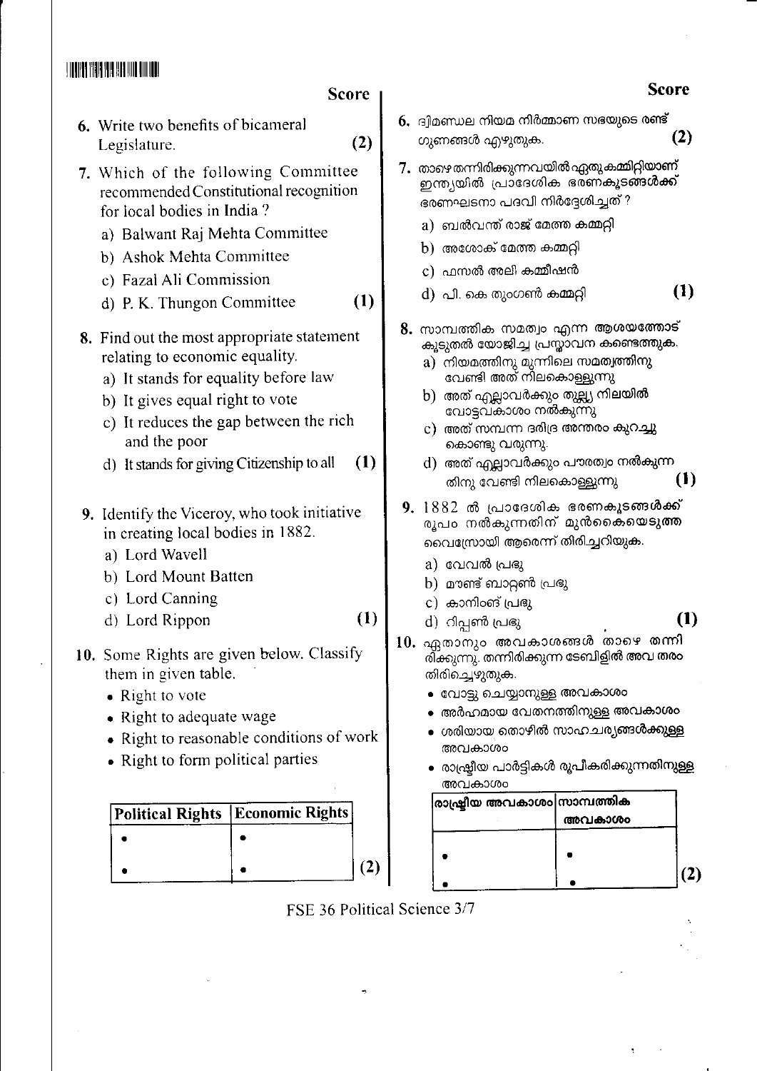Score

6. Write two benefits of bicameral Legislature. (2)

7. Which of the following Committee recommended Constitutional recognition for local bodies in India ?
   a) Balwant Raj Mehta Committee
   b) Ashok Mehta Committee
   c) Fazal Ali Commission
   d) P. K. Thungon Committee (1)

8. Find out the most appropriate statement relating to economic equality.
   a) It stands for equality before law
   b) It gives equal right to vote
   c) It reduces the gap between the rich and the poor
   d) It stands for giving Citizenship to all (1)

9. Identify the Viceroy, who took initiative in creating local bodies in 1882.
   a) Lord Wavell
   b) Lord Mount Batten
   c) Lord Canning
   d) Lord Rippon (1)

10. Some Rights are given below. Classify them in given table.
   - Right to vote
   - Right to adequate wage
   - Right to reasonable conditions of work
   - Right to form political parties

| Political Rights | Economic Rights |
|---|---|
| • | • |
| • | • |

(2)

Score

6. ദ്വിമണ്ഡല നിയമ നിർമ്മാണ സഭയുടെ രണ്ട് ഗുണങ്ങൾ എഴുതുക. (2)

7. താഴെ തന്നിരിക്കുന്നവയിൽ ഏതു കമ്മിറ്റിയാണ് ഇന്ത്യയിൽ പ്രാദേശിക ഭരണകൂടങ്ങൾക്ക് ഭരണഘടനാ പദവി നിർദ്ദേശിച്ചത് ?
   a) ബൽവന്ത് രാജ് മേത്ത കമ്മറ്റി
   b) അശോക് മേത്ത കമ്മറ്റി
   c) ഫസൽ അലി കമ്മീഷൻ
   d) പി. കെ തുംഗൺ കമ്മറ്റി (1)

8. സാമ്പത്തിക സമത്വം എന്ന ആശയത്തോട് കൂടുതൽ യോജിച്ച പ്രസ്താവന കണ്ടെത്തുക.
   a) നിയമത്തിനു മുന്നിലെ സമത്വത്തിനു വേണ്ടി അത് നിലകൊള്ളുന്നു
   b) അത് എല്ലാവർക്കും തുല്യ നിലയിൽ വോട്ടവകാശം നൽകുന്നു
   c) അത് സമ്പന്ന ദരിദ്ര അന്തരം കുറച്ചു കൊണ്ടു വരുന്നു.
   d) അത് എല്ലാവർക്കും പൗരത്വം നൽകുന്നതിനു വേണ്ടി നിലകൊള്ളുന്നു (1)

9. 1882 ൽ പ്രാദേശിക ഭരണകൂടങ്ങൾക്ക് രൂപം നൽകുന്നതിന് മുൻകൈയെടുത്ത വൈസ്രോയി ആരെന്ന് തിരിച്ചറിയുക.
   a) വേവൽ പ്രഭു
   b) മൗണ്ട് ബാറ്റൺ പ്രഭു
   c) കാനിംങ് പ്രഭു
   d) റിപ്പൺ പ്രഭു (1)

10. ഏതാനും അവകാശങ്ങൾ താഴെ തന്നിരിക്കുന്നു. തന്നിരിക്കുന്ന ടേബിളിൽ അവ തരം തിരിച്ചെഴുതുക.
   - വോട്ടു ചെയ്യാനുള്ള അവകാശം
   - അർഹമായ വേതനത്തിനുള്ള അവകാശം
   - ശരിയായ തൊഴിൽ സാഹചര്യങ്ങൾക്കുള്ള അവകാശം
   - രാഷ്ട്രീയ പാർട്ടികൾ രൂപീകരിക്കുന്നതിനുള്ള അവകാശം

| രാഷ്ട്രീയ അവകാശം | സാമ്പത്തിക അവകാശം |
|---|---|
| • | • |
| • | • |

(2)

FSE 36 Political Science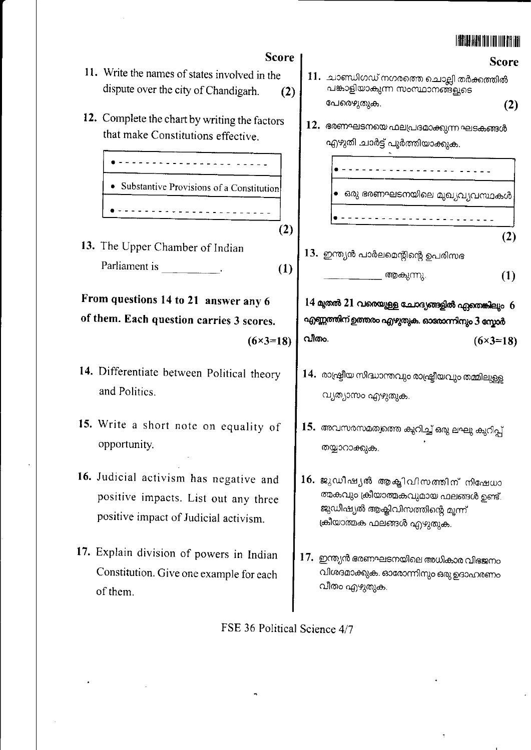**Score**

11. Write the names of states involved in the dispute over the city of Chandigarh. **(2)**

12. Complete the chart by writing the factors that make Constitutions effective.

| • ------------------- ----- |
|---|
| • Substantive Provisions of a Constitution |
| • ---------------------- |

**(2)**

13. The Upper Chamber of Indian Parliament is __________. **(1)**

**From questions 14 to 21 answer any 6 of them. Each question carries 3 scores.** **(6×3=18)**

14. Differentiate between Political theory and Politics.

15. Write a short note on equality of opportunity.

16. Judicial activism has negative and positive impacts. List out any three positive impact of Judicial activism.

17. Explain division of powers in Indian Constitution. Give one example for each of them.

**Score**

11. ചാണ്ഡിഗഢ് നഗരത്തെ ചൊല്ലി തർക്കത്തിൽ പങ്കാളിയാകുന്ന സംസ്ഥാനങ്ങളുടെ പേരെഴുതുക. **(2)**

12. ഭരണഘടനയെ ഫലപ്രദമാക്കുന്ന ഘടകങ്ങൾ എഴുതി ചാർട്ട് പൂർത്തിയാക്കുക.

| • ------------------- ----- |
|---|
| • ഒരു ഭരണഘടനയിലെ മുഖ്യവ്യവസ്ഥകൾ |
| • ---------------------- |

**(2)**

13. ഇന്ത്യൻ പാർലമെന്റിന്റെ ഉപരിസഭ __________ ആകുന്നു. **(1)**

**14 മുതൽ 21 വരെയുള്ള ചോദ്യങ്ങളിൽ ഏതെങ്കിലും 6 എണ്ണത്തിന് ഉത്തരം എഴുതുക. ഓരോന്നിനും 3 സ്കോർ വീതം.** **(6×3=18)**

14. രാഷ്ട്രീയ സിദ്ധാന്തവും രാഷ്ട്രീയവും തമ്മിലുള്ള വ്യത്യാസം എഴുതുക.

15. അവസരസമത്വത്തെ കുറിച്ച് ഒരു ലഘു കുറിപ്പ് തയ്യാറാക്കുക.

16. ജുഡീഷ്യൽ ആക്ടിവിസത്തിന് നിഷേധാത്മകവും ക്രിയാത്മകവുമായ ഫലങ്ങൾ ഉണ്ട്. ജുഡീഷ്യൽ ആക്ടിവിസത്തിന്റെ മൂന്ന് ക്രിയാത്മക ഫലങ്ങൾ എഴുതുക.

17. ഇന്ത്യൻ ഭരണഘടനയിലെ അധികാര വിഭജനം വിശദമാക്കുക. ഓരോന്നിനും ഒരു ഉദാഹരണം വീതം എഴുതുക.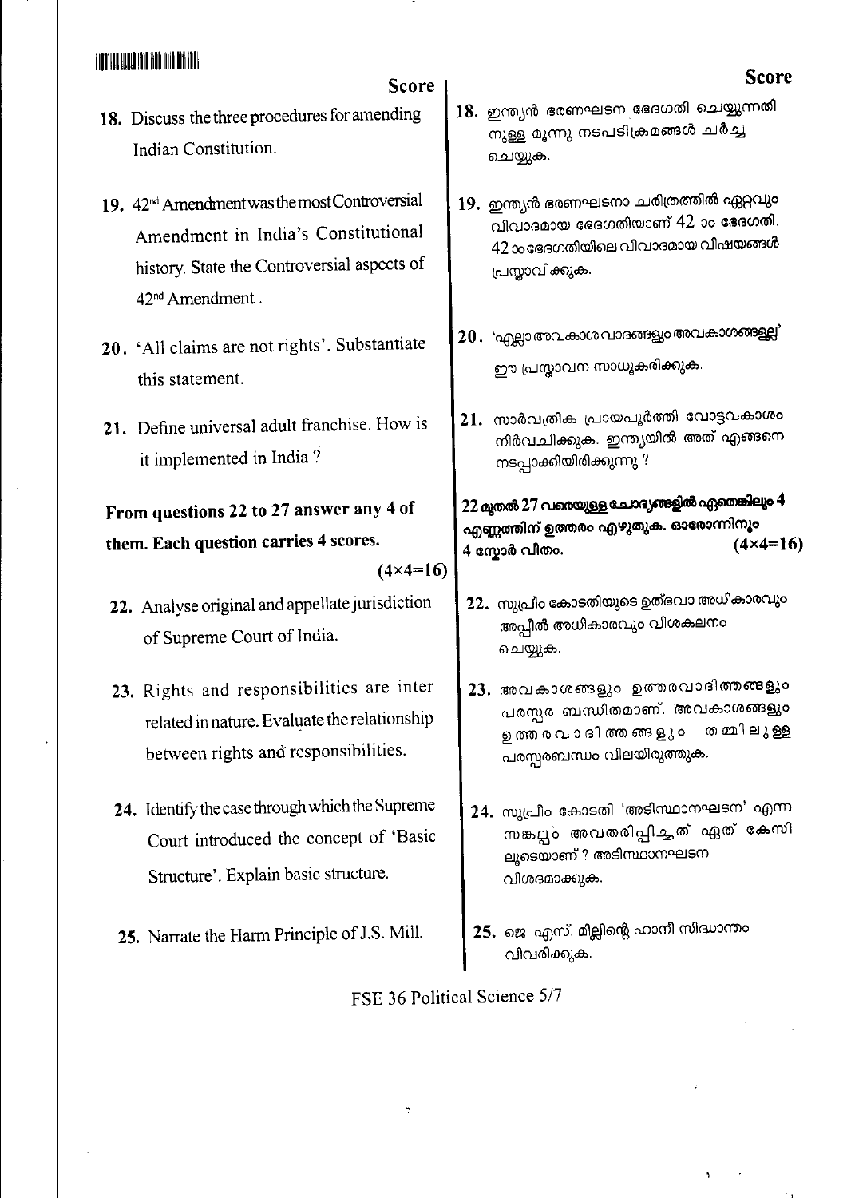Score

18. Discuss the three procedures for amending Indian Constitution.

19. 42nd Amendment was the most Controversial Amendment in India's Constitutional history. State the Controversial aspects of 42nd Amendment.

20. 'All claims are not rights'. Substantiate this statement.

21. Define universal adult franchise. How is it implemented in India ?

**From questions 22 to 27 answer any 4 of them. Each question carries 4 scores.** (4×4=16)

22. Analyse original and appellate jurisdiction of Supreme Court of India.

23. Rights and responsibilities are inter related in nature. Evaluate the relationship between rights and responsibilities.

24. Identify the case through which the Supreme Court introduced the concept of 'Basic Structure'. Explain basic structure.

25. Narrate the Harm Principle of J.S. Mill.

Score

18. ഇന്ത്യൻ ഭരണഘടന ഭേദഗതി ചെയ്യുന്നതിനുള്ള മൂന്നു നടപടിക്രമങ്ങൾ ചർച്ച ചെയ്യുക.

19. ഇന്ത്യൻ ഭരണഘടനാ ചരിത്രത്തിൽ ഏറ്റവും വിവാദമായ ഭേദഗതിയാണ് 42 ാം ഭേദഗതി. 42 ാം ഭേദഗതിയിലെ വിവാദമായ വിഷയങ്ങൾ പ്രസ്താവിക്കുക.

20. 'എല്ലാ അവകാശവാദങ്ങളും അവകാശങ്ങളല്ല' ഈ പ്രസ്താവന സാധൂകരിക്കുക.

21. സാർവത്രിക പ്രായപൂർത്തി വോട്ടവകാശം നിർവചിക്കുക. ഇന്ത്യയിൽ അത് എങ്ങനെ നടപ്പാക്കിയിരിക്കുന്നു ?

**22 മുതൽ 27 വരെയുള്ള ചോദ്യങ്ങളിൽ ഏതെങ്കിലും 4 എണ്ണത്തിന് ഉത്തരം എഴുതുക. ഓരോന്നിനും 4 സ്കോർ വീതം.** (4×4=16)

22. സുപ്രീം കോടതിയുടെ ഉത്ഭവാ അധികാരവും അപ്പീൽ അധികാരവും വിശകലനം ചെയ്യുക.

23. അവകാശങ്ങളും ഉത്തരവാദിത്തങ്ങളും പരസ്പര ബന്ധിതമാണ്. അവകാശങ്ങളും ഉത്തരവാദിത്തങ്ങളും തമ്മിലുള്ള പരസ്പരബന്ധം വിലയിരുത്തുക.

24. സുപ്രീം കോടതി 'അടിസ്ഥാനഘടന' എന്ന സങ്കല്പം അവതരിപ്പിച്ചത് ഏത് കേസിലൂടെയാണ് ? അടിസ്ഥാനഘടന വിശദമാക്കുക.

25. ജെ. എസ്. മില്ലിന്റെ ഹാനീ സിദ്ധാന്തം വിവരിക്കുക.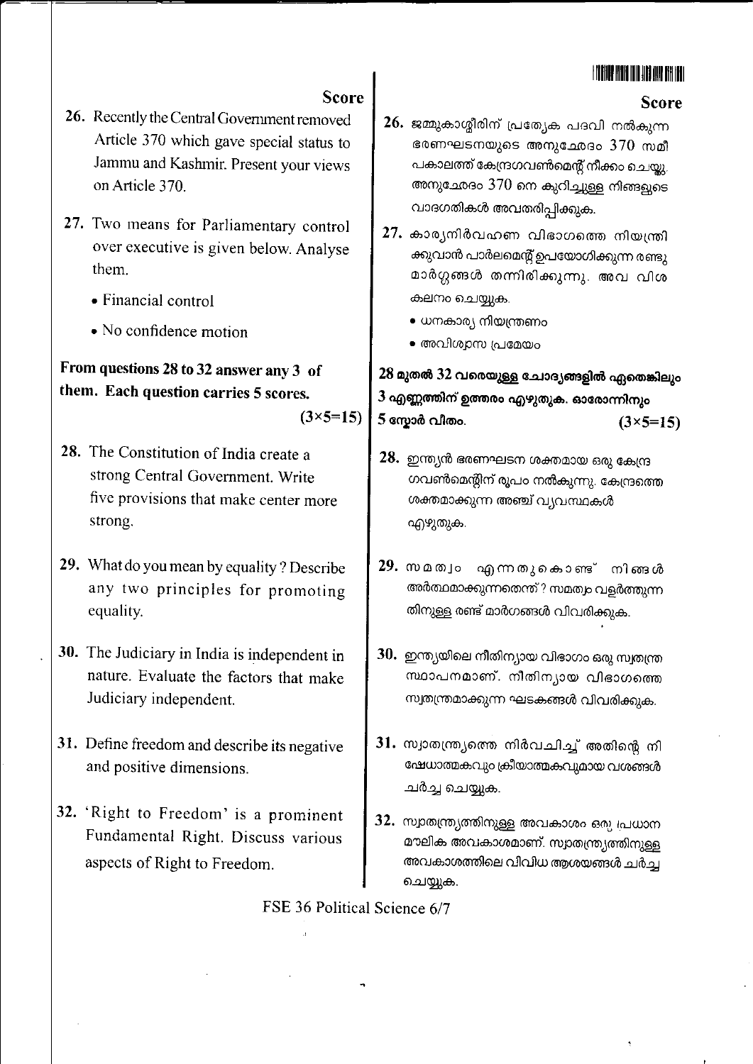Score

26. Recently the Central Government removed Article 370 which gave special status to Jammu and Kashmir. Present your views on Article 370.

27. Two means for Parliamentary control over executive is given below. Analyse them.
    - Financial control
    - No confidence motion

**From questions 28 to 32 answer any 3 of them. Each question carries 5 scores.** (3×5=15)

28. The Constitution of India create a strong Central Government. Write five provisions that make center more strong.

29. What do you mean by equality ? Describe any two principles for promoting equality.

30. The Judiciary in India is independent in nature. Evaluate the factors that make Judiciary independent.

31. Define freedom and describe its negative and positive dimensions.

32. 'Right to Freedom' is a prominent Fundamental Right. Discuss various aspects of Right to Freedom.

Score

26. ജമ്മുകാശ്മീരിന് പ്രത്യേക പദവി നൽകുന്ന ഭരണഘടനയുടെ അനുച്ഛേദം 370 സമീപകാലത്ത് കേന്ദ്രഗവൺമെന്റ് നീക്കം ചെയ്തു. അനുച്ഛേദം 370 നെ കുറിച്ചുള്ള നിങ്ങളുടെ വാദഗതികൾ അവതരിപ്പിക്കുക.

27. കാര്യനിർവഹണ വിഭാഗത്തെ നിയന്ത്രിക്കുവാൻ പാർലമെന്റ് ഉപയോഗിക്കുന്ന രണ്ടു മാർഗ്ഗങ്ങൾ തന്നിരിക്കുന്നു. അവ വിശകലനം ചെയ്യുക.
    - ധനകാര്യ നിയന്ത്രണം
    - അവിശ്വാസ പ്രമേയം

**28 മുതൽ 32 വരെയുള്ള ചോദ്യങ്ങളിൽ ഏതെങ്കിലും 3 എണ്ണത്തിന് ഉത്തരം എഴുതുക. ഓരോന്നിനും 5 സ്കോർ വീതം.** (3×5=15)

28. ഇന്ത്യൻ ഭരണഘടന ശക്തമായ ഒരു കേന്ദ്ര ഗവൺമെന്റിന് രൂപം നൽകുന്നു. കേന്ദ്രത്തെ ശക്തമാക്കുന്ന അഞ്ച് വ്യവസ്ഥകൾ എഴുതുക.

29. സമത്വം എന്നതുകൊണ്ട് നിങ്ങൾ അർത്ഥമാക്കുന്നതെന്ത്? സമത്വം വളർത്തുന്നതിനുള്ള രണ്ട് മാർഗങ്ങൾ വിവരിക്കുക.

30. ഇന്ത്യയിലെ നീതിന്യായ വിഭാഗം ഒരു സ്വതന്ത്ര സ്ഥാപനമാണ്. നീതിന്യായ വിഭാഗത്തെ സ്വതന്ത്രമാക്കുന്ന ഘടകങ്ങൾ വിവരിക്കുക.

31. സ്വാതന്ത്ര്യത്തെ നിർവചിച്ച് അതിന്റെ നിഷേധാത്മകവും ക്രിയാത്മകവുമായ വശങ്ങൾ ചർച്ച ചെയ്യുക.

32. സ്വാതന്ത്ര്യത്തിനുള്ള അവകാശം ഒരു പ്രധാന മൗലിക അവകാശമാണ്. സ്വാതന്ത്ര്യത്തിനുള്ള അവകാശത്തിലെ വിവിധ ആശയങ്ങൾ ചർച്ച ചെയ്യുക.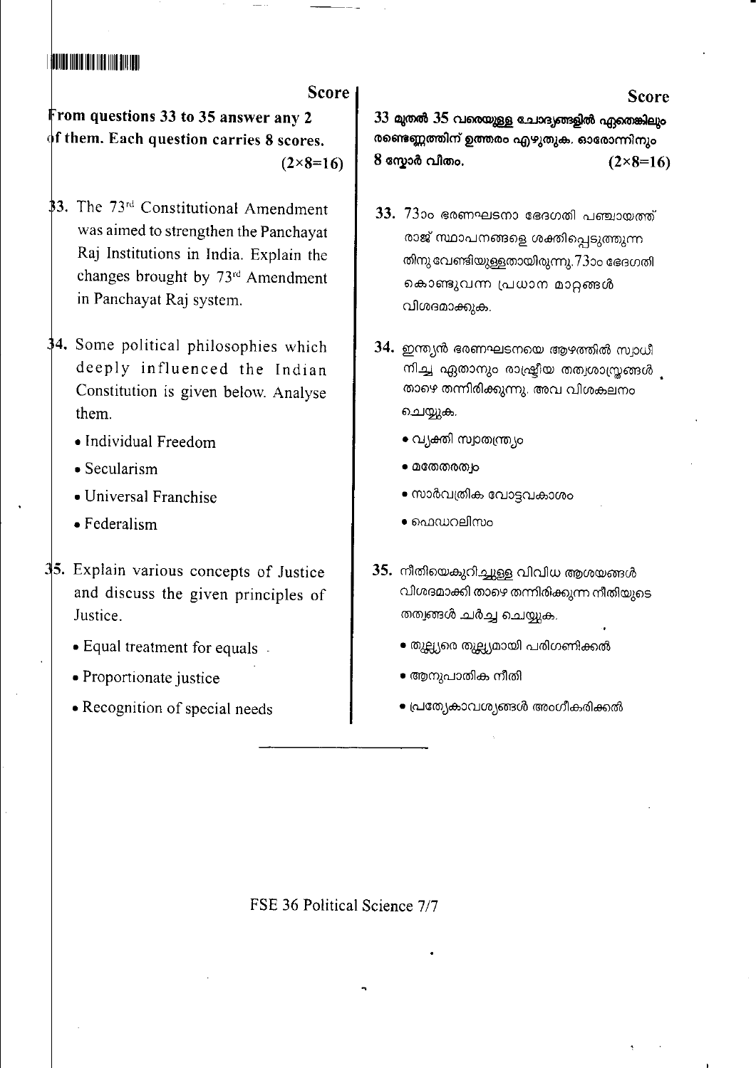**Score**

**From questions 33 to 35 answer any 2 of them. Each question carries 8 scores.** (2×8=16)

33. The 73[rd] Constitutional Amendment was aimed to strengthen the Panchayat Raj Institutions in India. Explain the changes brought by 73[rd] Amendment in Panchayat Raj system.

34. Some political philosophies which deeply influenced the Indian Constitution is given below. Analyse them.
    - Individual Freedom
    - Secularism
    - Universal Franchise
    - Federalism

35. Explain various concepts of Justice and discuss the given principles of Justice.
    - Equal treatment for equals
    - Proportionate justice
    - Recognition of special needs

**Score**

**33 മുതൽ 35 വരെയുള്ള ചോദ്യങ്ങളിൽ ഏതെങ്കിലും രണ്ടെണ്ണത്തിന് ഉത്തരം എഴുതുക. ഓരോന്നിനും 8 സ്കോർ വീതം.** (2×8=16)

33. 73ാം ഭരണഘടനാ ഭേദഗതി പഞ്ചായത്ത് രാജ് സ്ഥാപനങ്ങളെ ശക്തിപ്പെടുത്തുന്നതിനു വേണ്ടിയുള്ളതായിരുന്നു. 73ാം ഭേദഗതി കൊണ്ടുവന്ന പ്രധാന മാറ്റങ്ങൾ വിശദമാക്കുക.

34. ഇന്ത്യൻ ഭരണഘടനയെ ആഴത്തിൽ സ്വാധീനിച്ച ഏതാനും രാഷ്ട്രീയ തത്വശാസ്ത്രങ്ങൾ താഴെ തന്നിരിക്കുന്നു. അവ വിശകലനം ചെയ്യുക.
    - വ്യക്തി സ്വാതന്ത്ര്യം
    - മതേതരത്വം
    - സാർവത്രിക വോട്ടവകാശം
    - ഫെഡറലിസം

35. നീതിയെകുറിച്ചുള്ള വിവിധ ആശയങ്ങൾ വിശദമാക്കി താഴെ തന്നിരിക്കുന്ന നീതിയുടെ തത്വങ്ങൾ ചർച്ച ചെയ്യുക.
    - തുല്യരെ തുല്യമായി പരിഗണിക്കൽ
    - ആനുപാതിക നീതി
    - പ്രത്യേകാവശ്യങ്ങൾ അംഗീകരിക്കൽ